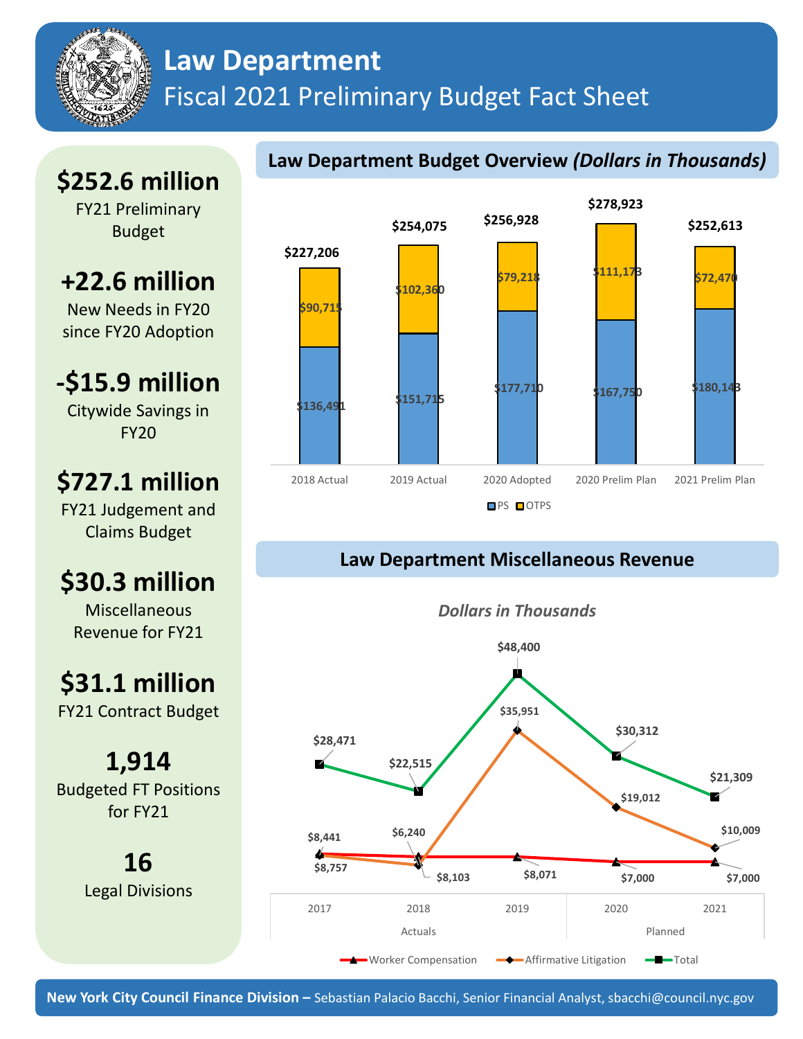# Law Department

## Fiscal 2021 Preliminary Budget Fact Sheet

**$252.6 million**
FY21 Preliminary Budget

**+22.6 million**
New Needs in FY20 since FY20 Adoption

**-$15.9 million**
Citywide Savings in FY20

**$727.1 million**
FY21 Judgement and Claims Budget

**$30.3 million**
Miscellaneous Revenue for FY21

**$31.1 million**
FY21 Contract Budget

**1,914**
Budgeted FT Positions for FY21

**16**
Legal Divisions

## Law Department Budget Overview *(Dollars in Thousands)*

| | 2018 Actual | 2019 Actual | 2020 Adopted | 2020 Prelim Plan | 2021 Prelim Plan |
|---|---|---|---|---|---|
| PS | $136,491 | $151,715 | $177,710 | $167,750 | $180,143 |
| OTPS | $90,715 | $102,360 | $79,218 | $111,173 | $72,470 |
| Total | $227,206 | $254,075 | $256,928 | $278,923 | $252,613 |

## Law Department Miscellaneous Revenue

*Dollars in Thousands*

| | 2017 (Actuals) | 2018 (Actuals) | 2019 (Actuals) | 2020 (Planned) | 2021 (Planned) |
|---|---|---|---|---|---|
| Worker Compensation | $8,441 | $6,240 | $8,071 | $7,000 | $7,000 |
| Affirmative Litigation | $8,757 | $8,103 | $35,951 | $19,012 | $10,009 |
| Total | $28,471 | $22,515 | $48,400 | $30,312 | $21,309 |

**New York City Council Finance Division –** Sebastian Palacio Bacchi, Senior Financial Analyst, sbacchi@council.nyc.gov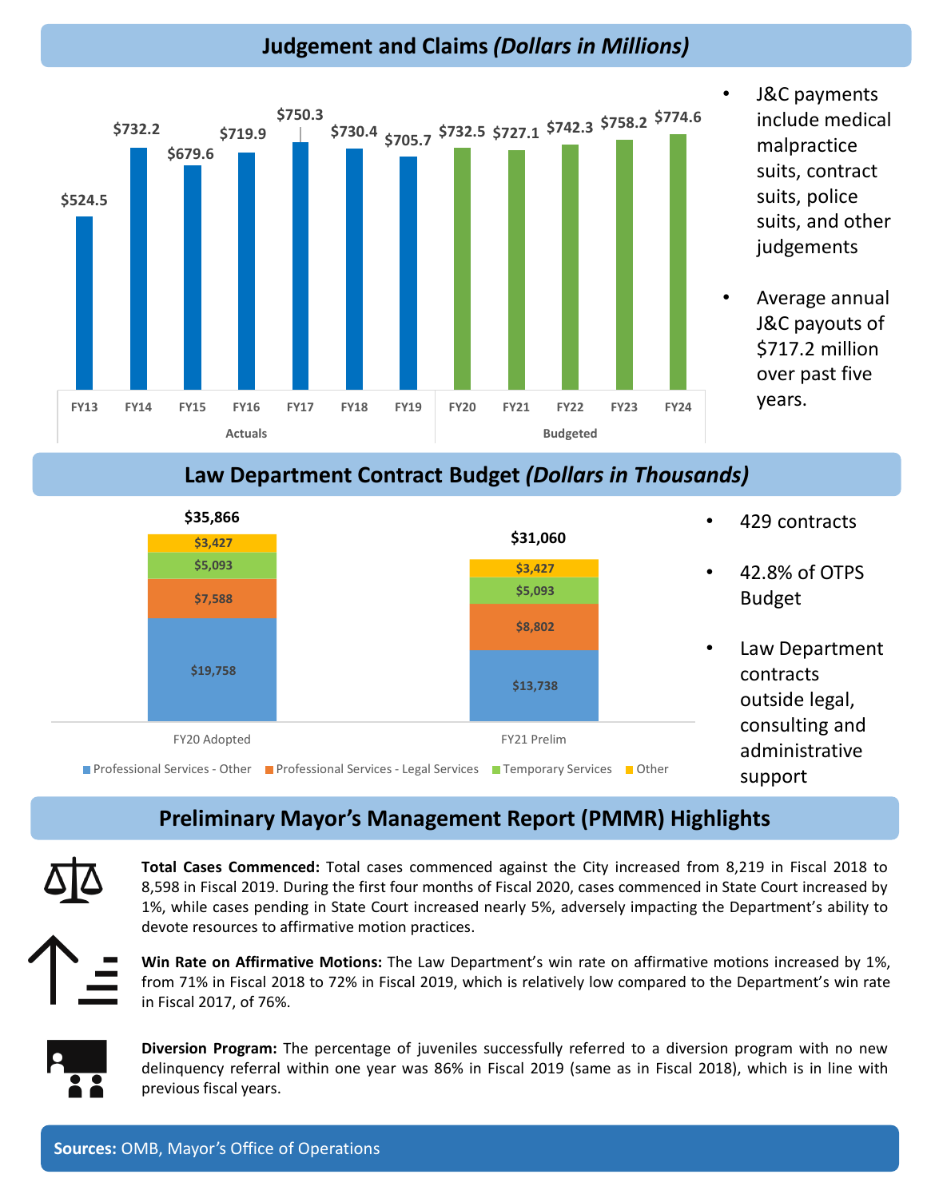## Judgement and Claims *(Dollars in Millions)*

$524.5
$732.2
$679.6
$719.9
$750.3
$730.4
$705.7
$732.5
$727.1
$742.3
$758.2
$774.6

FY13 FY14 FY15 FY16 FY17 FY18 FY19 FY20 FY21 FY22 FY23 FY24

Actuals
Budgeted

- J&C payments include medical malpractice suits, contract suits, police suits, and other judgements
- Average annual J&C payouts of $717.2 million over past five years.

## Law Department Contract Budget *(Dollars in Thousands)*

$35,866
$3,427
$5,093
$7,588
$19,758
FY20 Adopted

$31,060
$3,427
$5,093
$8,802
$13,738
FY21 Prelim

Professional Services - Other
Professional Services - Legal Services
Temporary Services
Other

- 429 contracts
- 42.8% of OTPS Budget
- Law Department contracts outside legal, consulting and administrative support

## Preliminary Mayor's Management Report (PMMR) Highlights

**Total Cases Commenced:** Total cases commenced against the City increased from 8,219 in Fiscal 2018 to 8,598 in Fiscal 2019. During the first four months of Fiscal 2020, cases commenced in State Court increased by 1%, while cases pending in State Court increased nearly 5%, adversely impacting the Department's ability to devote resources to affirmative motion practices.

**Win Rate on Affirmative Motions:** The Law Department's win rate on affirmative motions increased by 1%, from 71% in Fiscal 2018 to 72% in Fiscal 2019, which is relatively low compared to the Department's win rate in Fiscal 2017, of 76%.

**Diversion Program:** The percentage of juveniles successfully referred to a diversion program with no new delinquency referral within one year was 86% in Fiscal 2019 (same as in Fiscal 2018), which is in line with previous fiscal years.

**Sources:** OMB, Mayor's Office of Operations